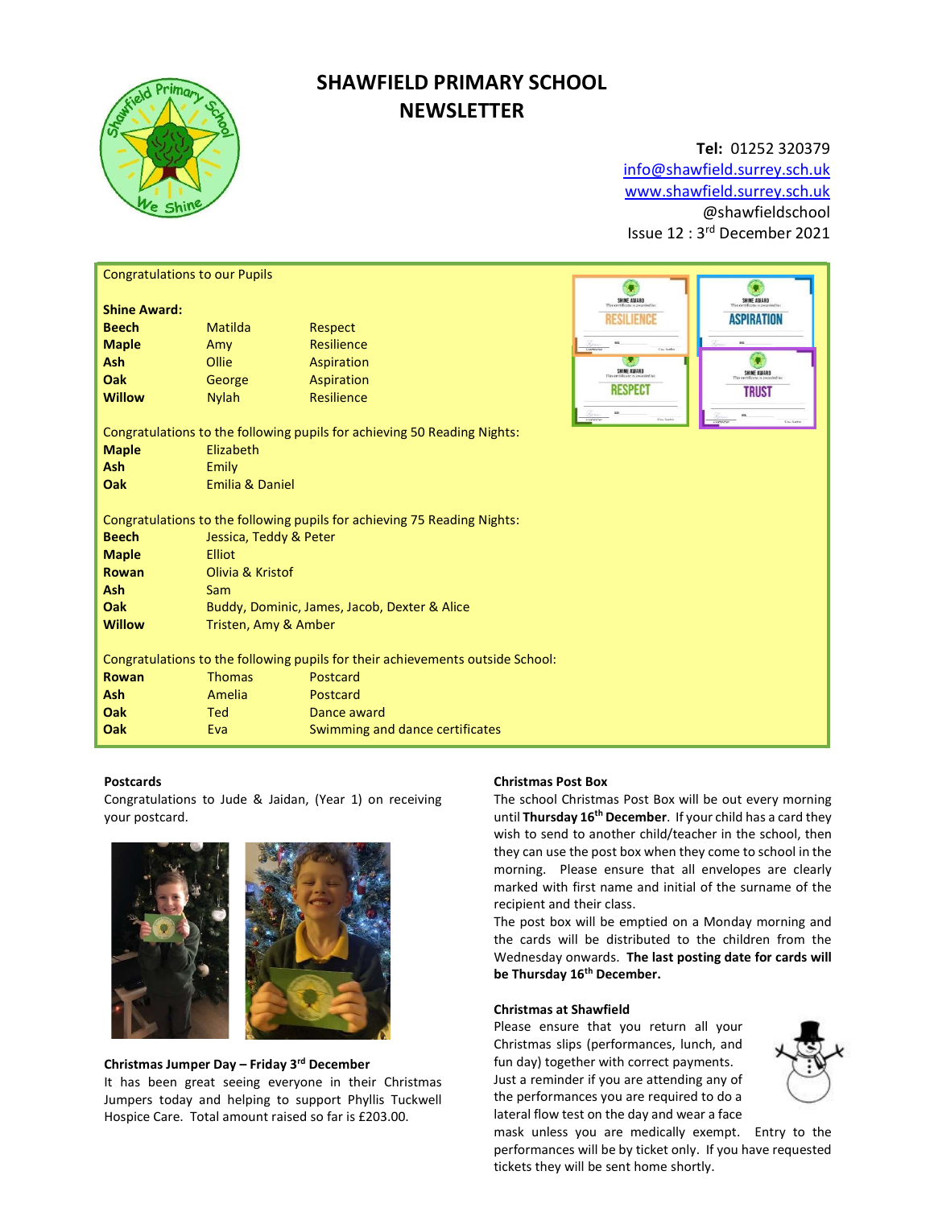# SHAWFIELD PRIMARY SCHOOL NEWSLETTER

**Tel:** 01252 320379
info@shawfield.surrey.sch.uk
www.shawfield.surrey.sch.uk
@shawfieldschool
Issue 12 : 3rd December 2021

Congratulations to our Pupils

**Shine Award:**

| | | |
|---|---|---|
| **Beech** | Matilda | Respect |
| **Maple** | Amy | Resilience |
| **Ash** | Ollie | Aspiration |
| **Oak** | George | Aspiration |
| **Willow** | Nylah | Resilience |

Congratulations to the following pupils for achieving 50 Reading Nights:

| | |
|---|---|
| **Maple** | Elizabeth |
| **Ash** | Emily |
| **Oak** | Emilia & Daniel |

Congratulations to the following pupils for achieving 75 Reading Nights:

| | |
|---|---|
| **Beech** | Jessica, Teddy & Peter |
| **Maple** | Elliot |
| **Rowan** | Olivia & Kristof |
| **Ash** | Sam |
| **Oak** | Buddy, Dominic, James, Jacob, Dexter & Alice |
| **Willow** | Tristen, Amy & Amber |

Congratulations to the following pupils for their achievements outside School:

| | | |
|---|---|---|
| **Rowan** | Thomas | Postcard |
| **Ash** | Amelia | Postcard |
| **Oak** | Ted | Dance award |
| **Oak** | Eva | Swimming and dance certificates |

**Postcards**

Congratulations to Jude & Jaidan, (Year 1) on receiving your postcard.

**Christmas Jumper Day – Friday 3rd December**

It has been great seeing everyone in their Christmas Jumpers today and helping to support Phyllis Tuckwell Hospice Care. Total amount raised so far is £203.00.

**Christmas Post Box**

The school Christmas Post Box will be out every morning until **Thursday 16th December**. If your child has a card they wish to send to another child/teacher in the school, then they can use the post box when they come to school in the morning. Please ensure that all envelopes are clearly marked with first name and initial of the surname of the recipient and their class.

The post box will be emptied on a Monday morning and the cards will be distributed to the children from the Wednesday onwards. **The last posting date for cards will be Thursday 16th December.**

**Christmas at Shawfield**

Please ensure that you return all your Christmas slips (performances, lunch, and fun day) together with correct payments. Just a reminder if you are attending any of the performances you are required to do a lateral flow test on the day and wear a face mask unless you are medically exempt. Entry to the performances will be by ticket only. If you have requested tickets they will be sent home shortly.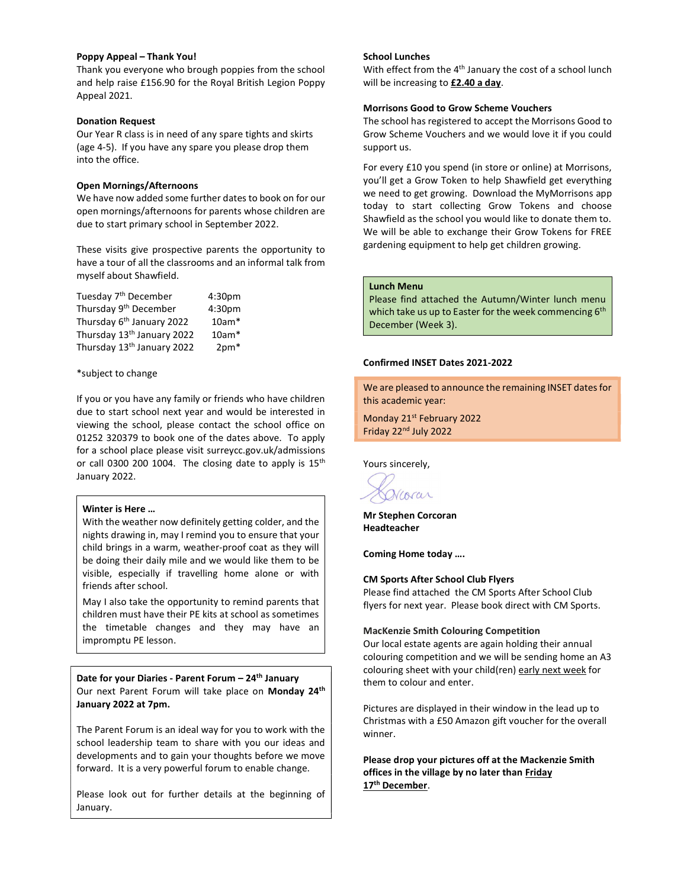**Poppy Appeal – Thank You!**

Thank you everyone who brough poppies from the school and help raise £156.90 for the Royal British Legion Poppy Appeal 2021.

**Donation Request**

Our Year R class is in need of any spare tights and skirts (age 4-5). If you have any spare you please drop them into the office.

**Open Mornings/Afternoons**

We have now added some further dates to book on for our open mornings/afternoons for parents whose children are due to start primary school in September 2022.

These visits give prospective parents the opportunity to have a tour of all the classrooms and an informal talk from myself about Shawfield.

| | |
|---|---|
| Tuesday 7th December | 4:30pm |
| Thursday 9th December | 4:30pm |
| Thursday 6th January 2022 | 10am* |
| Thursday 13th January 2022 | 10am* |
| Thursday 13th January 2022 | 2pm* |

*subject to change

If you or you have any family or friends who have children due to start school next year and would be interested in viewing the school, please contact the school office on 01252 320379 to book one of the dates above. To apply for a school place please visit surreycc.gov.uk/admissions or call 0300 200 1004. The closing date to apply is 15th January 2022.

**Winter is Here …**

With the weather now definitely getting colder, and the nights drawing in, may I remind you to ensure that your child brings in a warm, weather-proof coat as they will be doing their daily mile and we would like them to be visible, especially if travelling home alone or with friends after school.

May I also take the opportunity to remind parents that children must have their PE kits at school as sometimes the timetable changes and they may have an impromptu PE lesson.

**Date for your Diaries - Parent Forum – 24th January**

Our next Parent Forum will take place on **Monday 24th January 2022 at 7pm.**

The Parent Forum is an ideal way for you to work with the school leadership team to share with you our ideas and developments and to gain your thoughts before we move forward. It is a very powerful forum to enable change.

Please look out for further details at the beginning of January.

**School Lunches**

With effect from the 4th January the cost of a school lunch will be increasing to **£2.40 a day**.

**Morrisons Good to Grow Scheme Vouchers**

The school has registered to accept the Morrisons Good to Grow Scheme Vouchers and we would love it if you could support us.

For every £10 you spend (in store or online) at Morrisons, you'll get a Grow Token to help Shawfield get everything we need to get growing. Download the MyMorrisons app today to start collecting Grow Tokens and choose Shawfield as the school you would like to donate them to. We will be able to exchange their Grow Tokens for FREE gardening equipment to help get children growing.

**Lunch Menu**

Please find attached the Autumn/Winter lunch menu which take us up to Easter for the week commencing 6th December (Week 3).

**Confirmed INSET Dates 2021-2022**

We are pleased to announce the remaining INSET dates for this academic year:

Monday 21st February 2022
Friday 22nd July 2022

Yours sincerely,

**Mr Stephen Corcoran**
**Headteacher**

**Coming Home today ….**

**CM Sports After School Club Flyers**

Please find attached the CM Sports After School Club flyers for next year. Please book direct with CM Sports.

**MacKenzie Smith Colouring Competition**

Our local estate agents are again holding their annual colouring competition and we will be sending home an A3 colouring sheet with your child(ren) early next week for them to colour and enter.

Pictures are displayed in their window in the lead up to Christmas with a £50 Amazon gift voucher for the overall winner.

**Please drop your pictures off at the Mackenzie Smith offices in the village by no later than Friday 17th December**.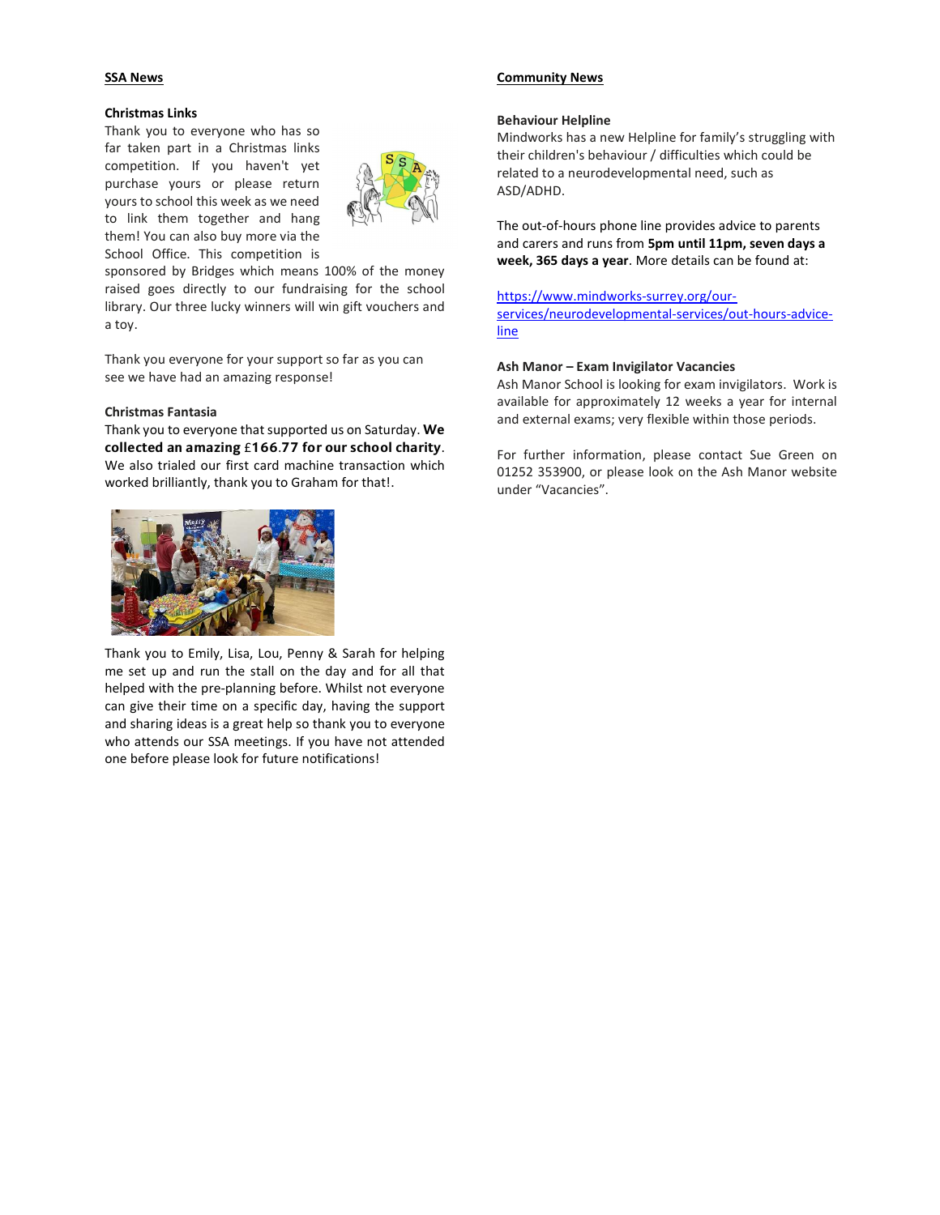## SSA News

### Christmas Links

Thank you to everyone who has so far taken part in a Christmas links competition. If you haven't yet purchase yours or please return yours to school this week as we need to link them together and hang them! You can also buy more via the School Office. This competition is sponsored by Bridges which means 100% of the money raised goes directly to our fundraising for the school library. Our three lucky winners will win gift vouchers and a toy.

Thank you everyone for your support so far as you can see we have had an amazing response!

### Christmas Fantasia

Thank you to everyone that supported us on Saturday. **We collected an amazing £166.77 for our school charity**. We also trialed our first card machine transaction which worked brilliantly, thank you to Graham for that!.

Thank you to Emily, Lisa, Lou, Penny & Sarah for helping me set up and run the stall on the day and for all that helped with the pre-planning before. Whilst not everyone can give their time on a specific day, having the support and sharing ideas is a great help so thank you to everyone who attends our SSA meetings. If you have not attended one before please look for future notifications!

## Community News

### Behaviour Helpline

Mindworks has a new Helpline for family's struggling with their children's behaviour / difficulties which could be related to a neurodevelopmental need, such as ASD/ADHD.

The out-of-hours phone line provides advice to parents and carers and runs from **5pm until 11pm, seven days a week, 365 days a year**. More details can be found at:

https://www.mindworks-surrey.org/our-services/neurodevelopmental-services/out-hours-advice-line

### Ash Manor – Exam Invigilator Vacancies

Ash Manor School is looking for exam invigilators. Work is available for approximately 12 weeks a year for internal and external exams; very flexible within those periods.

For further information, please contact Sue Green on 01252 353900, or please look on the Ash Manor website under "Vacancies".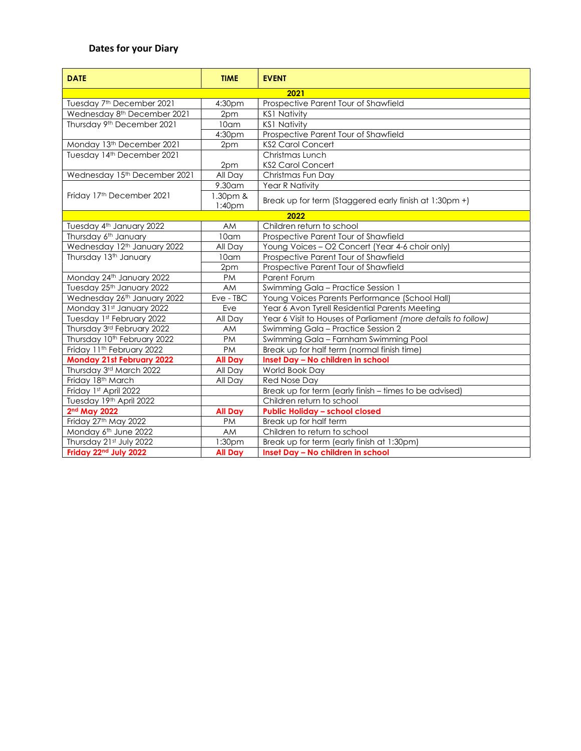## Dates for your Diary

| DATE | TIME | EVENT |
|---|---|---|
| **2021** | | |
| Tuesday 7th December 2021 | 4:30pm | Prospective Parent Tour of Shawfield |
| Wednesday 8th December 2021 | 2pm | KS1 Nativity |
| Thursday 9th December 2021 | 10am | KS1 Nativity |
| | 4:30pm | Prospective Parent Tour of Shawfield |
| Monday 13th December 2021 | 2pm | KS2 Carol Concert |
| Tuesday 14th December 2021 | | Christmas Lunch |
| | 2pm | KS2 Carol Concert |
| Wednesday 15th December 2021 | All Day | Christmas Fun Day |
| Friday 17th December 2021 | 9.30am | Year R Nativity |
| | 1.30pm & 1:40pm | Break up for term (Staggered early finish at 1:30pm +) |
| **2022** | | |
| Tuesday 4th January 2022 | AM | Children return to school |
| Thursday 6th January | 10am | Prospective Parent Tour of Shawfield |
| Wednesday 12th January 2022 | All Day | Young Voices – O2 Concert (Year 4-6 choir only) |
| Thursday 13th January | 10am | Prospective Parent Tour of Shawfield |
| | 2pm | Prospective Parent Tour of Shawfield |
| Monday 24th January 2022 | PM | Parent Forum |
| Tuesday 25th January 2022 | AM | Swimming Gala – Practice Session 1 |
| Wednesday 26th January 2022 | Eve - TBC | Young Voices Parents Performance (School Hall) |
| Monday 31st January 2022 | Eve | Year 6 Avon Tyrell Residential Parents Meeting |
| Tuesday 1st February 2022 | All Day | Year 6 Visit to Houses of Parliament *(more details to follow)* |
| Thursday 3rd February 2022 | AM | Swimming Gala – Practice Session 2 |
| Thursday 10th February 2022 | PM | Swimming Gala – Farnham Swimming Pool |
| Friday 11th February 2022 | PM | Break up for half term (normal finish time) |
| **Monday 21st February 2022** | **All Day** | **Inset Day – No children in school** |
| Thursday 3rd March 2022 | All Day | World Book Day |
| Friday 18th March | All Day | Red Nose Day |
| Friday 1st April 2022 | | Break up for term (early finish – times to be advised) |
| Tuesday 19th April 2022 | | Children return to school |
| **2nd May 2022** | **All Day** | **Public Holiday – school closed** |
| Friday 27th May 2022 | PM | Break up for half term |
| Monday 6th June 2022 | AM | Children to return to school |
| Thursday 21st July 2022 | 1:30pm | Break up for term (early finish at 1:30pm) |
| **Friday 22nd July 2022** | **All Day** | **Inset Day – No children in school** |